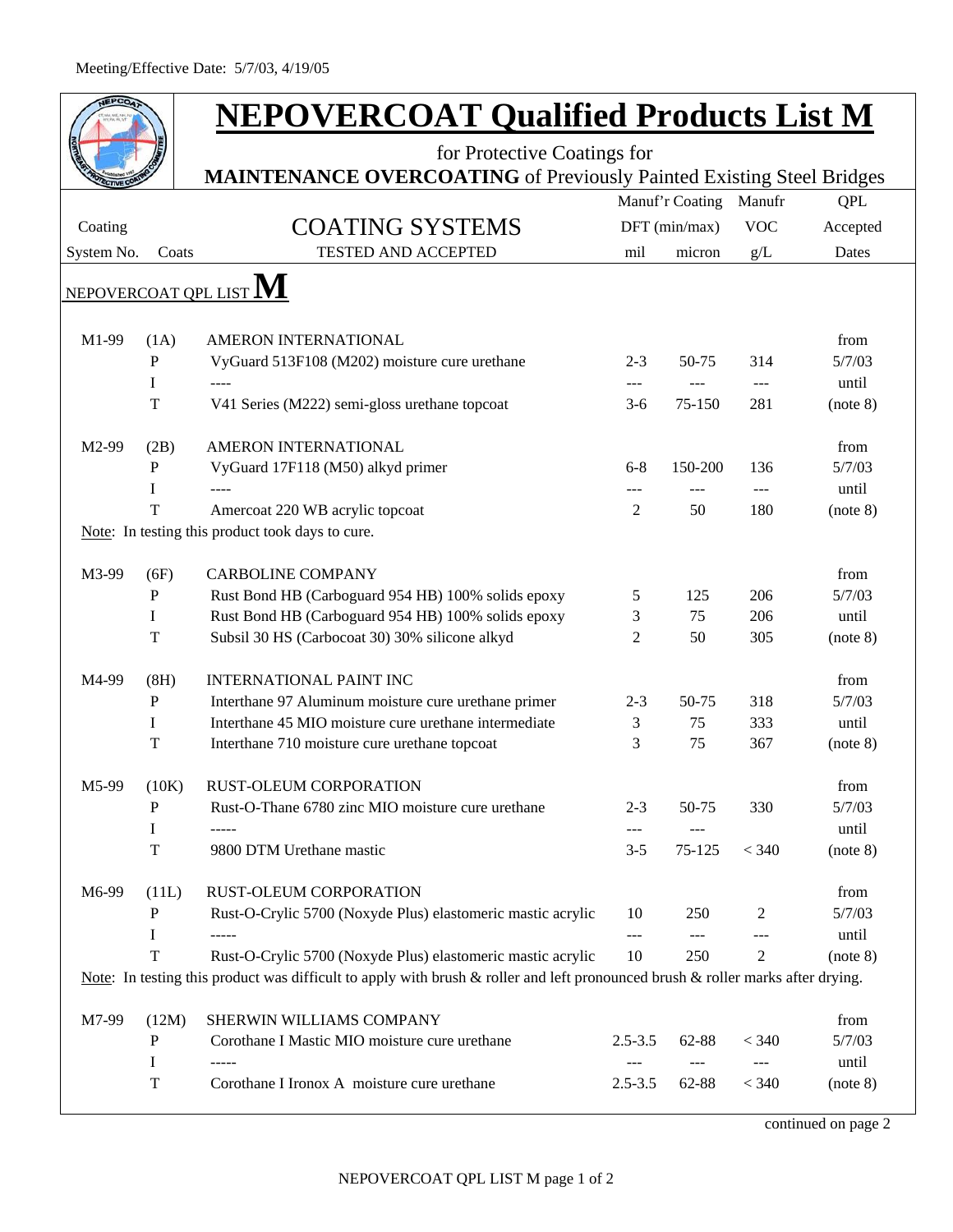Meeting/Effective Date: 5/7/03, 4/19/05

# NEPOVERCOAT Qualified Products List M

for Protective Coatings for

**MAINTENANCE OVERCOATING** of Previously Painted Existing Steel Bridges

| Coating System No. | Coats | COATING SYSTEMS TESTED AND ACCEPTED | Manuf'r Coating DFT (min/max) mil | micron | Manufr VOC g/L | QPL Accepted Dates |
|---|---|---|---|---|---|---|
| **NEPOVERCOAT QPL LIST M** | | | | | | |
| M1-99 | (1A) | AMERON INTERNATIONAL | | | | from |
| | P | VyGuard 513F108 (M202) moisture cure urethane | 2-3 | 50-75 | 314 | 5/7/03 |
| | I | ---- | --- | --- | --- | until |
| | T | V41 Series (M222) semi-gloss urethane topcoat | 3-6 | 75-150 | 281 | (note 8) |
| M2-99 | (2B) | AMERON INTERNATIONAL | | | | from |
| | P | VyGuard 17F118 (M50) alkyd primer | 6-8 | 150-200 | 136 | 5/7/03 |
| | I | ---- | --- | --- | --- | until |
| | T | Amercoat 220 WB acrylic topcoat | 2 | 50 | 180 | (note 8) |
| Note: In testing this product took days to cure. | | | | | | |
| M3-99 | (6F) | CARBOLINE COMPANY | | | | from |
| | P | Rust Bond HB (Carboguard 954 HB) 100% solids epoxy | 5 | 125 | 206 | 5/7/03 |
| | I | Rust Bond HB (Carboguard 954 HB) 100% solids epoxy | 3 | 75 | 206 | until |
| | T | Subsil 30 HS (Carbocoat 30) 30% silicone alkyd | 2 | 50 | 305 | (note 8) |
| M4-99 | (8H) | INTERNATIONAL PAINT INC | | | | from |
| | P | Interthane 97 Aluminum moisture cure urethane primer | 2-3 | 50-75 | 318 | 5/7/03 |
| | I | Interthane 45 MIO moisture cure urethane intermediate | 3 | 75 | 333 | until |
| | T | Interthane 710 moisture cure urethane topcoat | 3 | 75 | 367 | (note 8) |
| M5-99 | (10K) | RUST-OLEUM CORPORATION | | | | from |
| | P | Rust-O-Thane 6780 zinc MIO moisture cure urethane | 2-3 | 50-75 | 330 | 5/7/03 |
| | I | ----- | --- | --- | | until |
| | T | 9800 DTM Urethane mastic | 3-5 | 75-125 | < 340 | (note 8) |
| M6-99 | (11L) | RUST-OLEUM CORPORATION | | | | from |
| | P | Rust-O-Crylic 5700 (Noxyde Plus) elastomeric mastic acrylic | 10 | 250 | 2 | 5/7/03 |
| | I | ----- | --- | --- | --- | until |
| | T | Rust-O-Crylic 5700 (Noxyde Plus) elastomeric mastic acrylic | 10 | 250 | 2 | (note 8) |
| Note: In testing this product was difficult to apply with brush & roller and left pronounced brush & roller marks after drying. | | | | | | |
| M7-99 | (12M) | SHERWIN WILLIAMS COMPANY | | | | from |
| | P | Corothane I Mastic MIO moisture cure urethane | 2.5-3.5 | 62-88 | < 340 | 5/7/03 |
| | I | ----- | --- | --- | --- | until |
| | T | Corothane I Ironox A moisture cure urethane | 2.5-3.5 | 62-88 | < 340 | (note 8) |

continued on page 2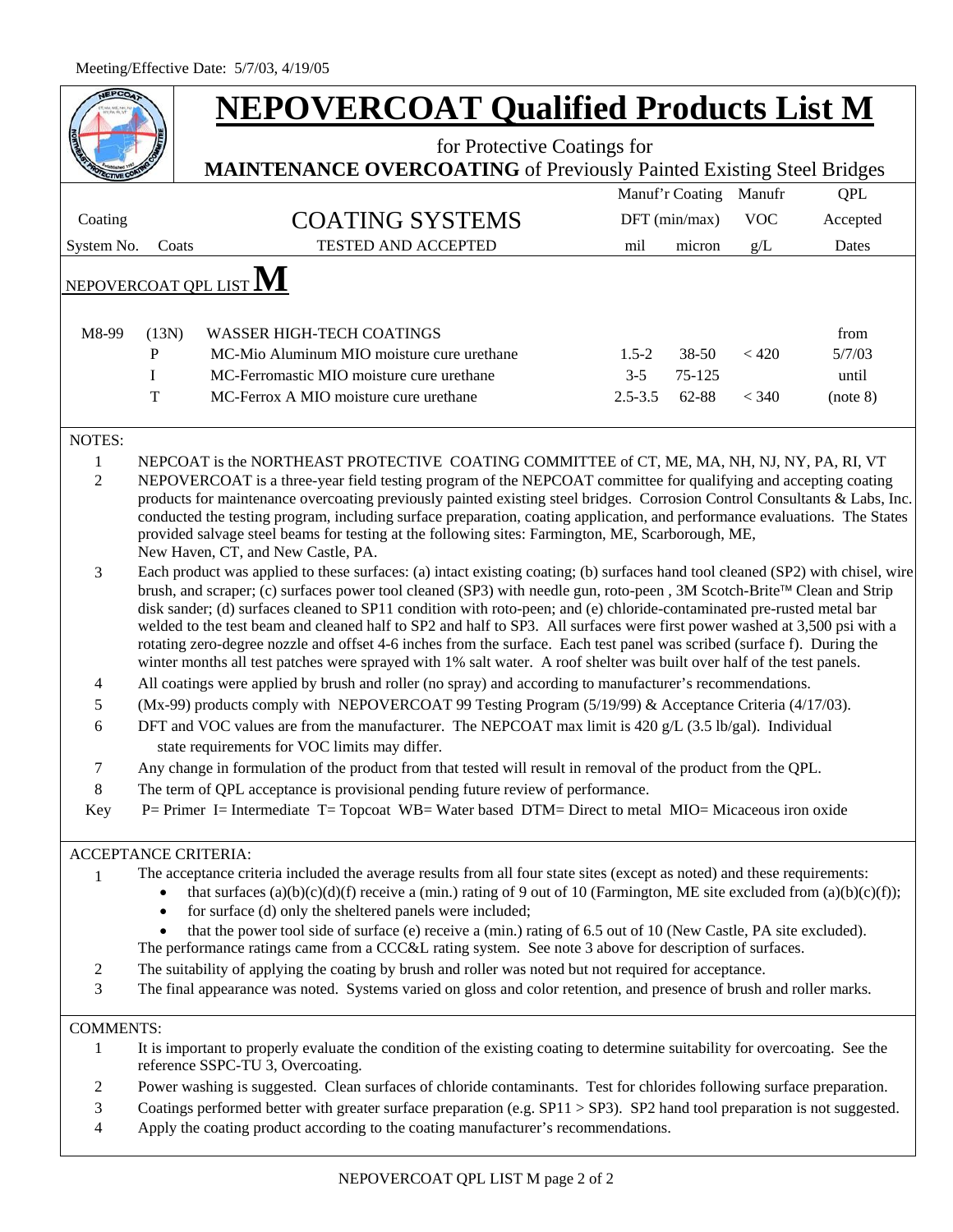Meeting/Effective Date: 5/7/03, 4/19/05

# NEPOVERCOAT Qualified Products List M

for Protective Coatings for

**MAINTENANCE OVERCOATING** of Previously Painted Existing Steel Bridges

| Coating System No. | Coats | COATING SYSTEMS TESTED AND ACCEPTED | Manuf'r Coating DFT (min/max) mil | micron | Manufr VOC g/L | QPL Accepted Dates |
|---|---|---|---|---|---|---|
| NEPOVERCOAT QPL LIST **M** | | | | | | |
| M8-99 | (13N) | WASSER HIGH-TECH COATINGS | | | | from |
| | P | MC-Mio Aluminum MIO moisture cure urethane | 1.5-2 | 38-50 | < 420 | 5/7/03 |
| | I | MC-Ferromastic MIO moisture cure urethane | 3-5 | 75-125 | | until |
| | T | MC-Ferrox A MIO moisture cure urethane | 2.5-3.5 | 62-88 | < 340 | (note 8) |

## NOTES:

1. NEPCOAT is the NORTHEAST PROTECTIVE COATING COMMITTEE of CT, ME, MA, NH, NJ, NY, PA, RI, VT
2. NEPOVERCOAT is a three-year field testing program of the NEPCOAT committee for qualifying and accepting coating products for maintenance overcoating previously painted existing steel bridges. Corrosion Control Consultants & Labs, Inc. conducted the testing program, including surface preparation, coating application, and performance evaluations. The States provided salvage steel beams for testing at the following sites: Farmington, ME, Scarborough, ME, New Haven, CT, and New Castle, PA.
3. Each product was applied to these surfaces: (a) intact existing coating; (b) surfaces hand tool cleaned (SP2) with chisel, wire brush, and scraper; (c) surfaces power tool cleaned (SP3) with needle gun, roto-peen , 3M Scotch-Brite™ Clean and Strip disk sander; (d) surfaces cleaned to SP11 condition with roto-peen; and (e) chloride-contaminated pre-rusted metal bar welded to the test beam and cleaned half to SP2 and half to SP3. All surfaces were first power washed at 3,500 psi with a rotating zero-degree nozzle and offset 4-6 inches from the surface. Each test panel was scribed (surface f). During the winter months all test patches were sprayed with 1% salt water. A roof shelter was built over half of the test panels.
4. All coatings were applied by brush and roller (no spray) and according to manufacturer's recommendations.
5. (Mx-99) products comply with NEPOVERCOAT 99 Testing Program (5/19/99) & Acceptance Criteria (4/17/03).
6. DFT and VOC values are from the manufacturer. The NEPCOAT max limit is 420 g/L (3.5 lb/gal). Individual state requirements for VOC limits may differ.
7. Any change in formulation of the product from that tested will result in removal of the product from the QPL.
8. The term of QPL acceptance is provisional pending future review of performance.

Key P= Primer I= Intermediate T= Topcoat WB= Water based DTM= Direct to metal MIO= Micaceous iron oxide

## ACCEPTANCE CRITERIA:

1. The acceptance criteria included the average results from all four state sites (except as noted) and these requirements:
   - that surfaces (a)(b)(c)(d)(f) receive a (min.) rating of 9 out of 10 (Farmington, ME site excluded from (a)(b)(c)(f));
   - for surface (d) only the sheltered panels were included;
   - that the power tool side of surface (e) receive a (min.) rating of 6.5 out of 10 (New Castle, PA site excluded).

   The performance ratings came from a CCC&L rating system. See note 3 above for description of surfaces.
2. The suitability of applying the coating by brush and roller was noted but not required for acceptance.
3. The final appearance was noted. Systems varied on gloss and color retention, and presence of brush and roller marks.

## COMMENTS:

1. It is important to properly evaluate the condition of the existing coating to determine suitability for overcoating. See the reference SSPC-TU 3, Overcoating.
2. Power washing is suggested. Clean surfaces of chloride contaminants. Test for chlorides following surface preparation.
3. Coatings performed better with greater surface preparation (e.g. SP11 > SP3). SP2 hand tool preparation is not suggested.
4. Apply the coating product according to the coating manufacturer's recommendations.